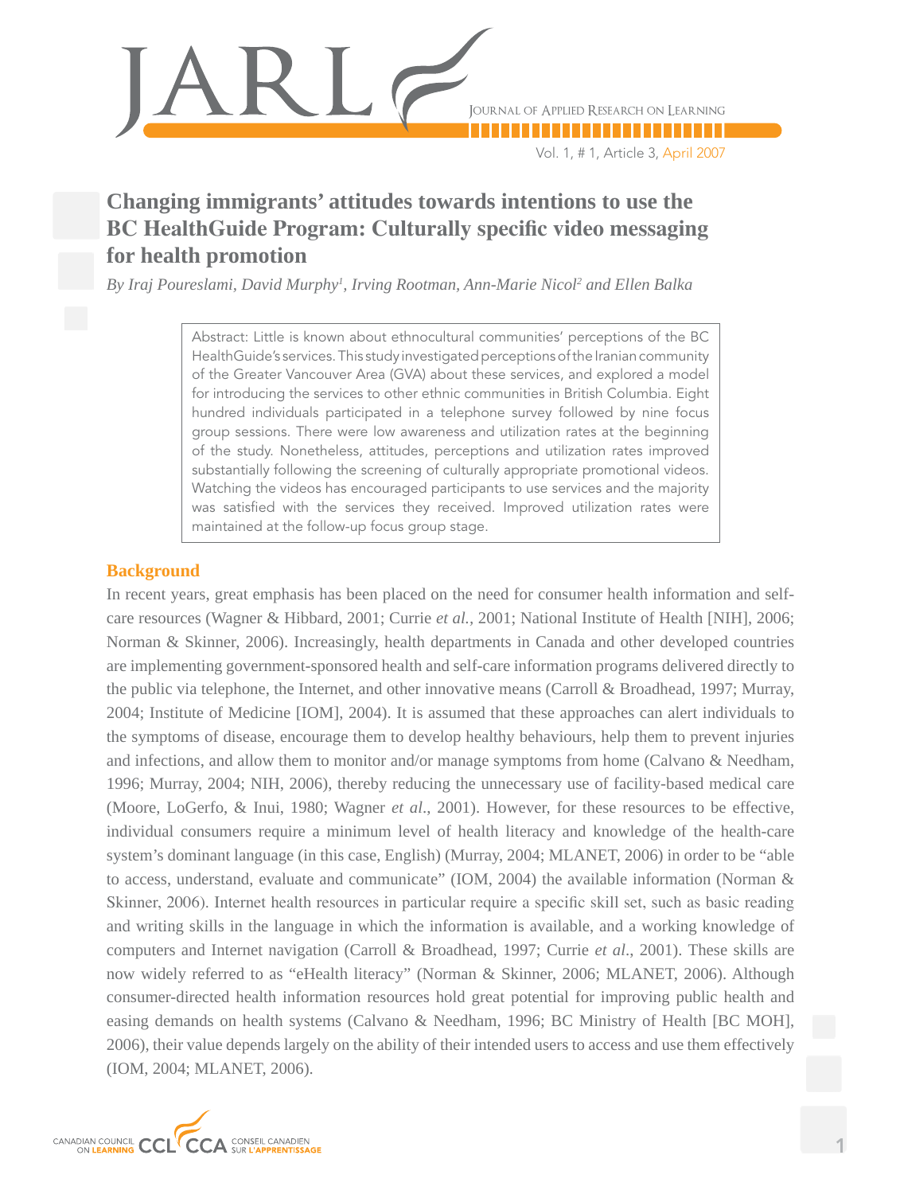# Changing immigrants' attitudes towards intentions to use the BC HealthGuide Program: Culturally specific video messaging for health promotion

*By Iraj Poureslami, David Murphy[1], Irving Rootman, Ann-Marie Nicol[2] and Ellen Balka*

Abstract: Little is known about ethnocultural communities' perceptions of the BC HealthGuide's services. This study investigated perceptions of the Iranian community of the Greater Vancouver Area (GVA) about these services, and explored a model for introducing the services to other ethnic communities in British Columbia. Eight hundred individuals participated in a telephone survey followed by nine focus group sessions. There were low awareness and utilization rates at the beginning of the study. Nonetheless, attitudes, perceptions and utilization rates improved substantially following the screening of culturally appropriate promotional videos. Watching the videos has encouraged participants to use services and the majority was satisfied with the services they received. Improved utilization rates were maintained at the follow-up focus group stage.

## Background

In recent years, great emphasis has been placed on the need for consumer health information and self-care resources (Wagner & Hibbard, 2001; Currie *et al.*, 2001; National Institute of Health [NIH], 2006; Norman & Skinner, 2006). Increasingly, health departments in Canada and other developed countries are implementing government-sponsored health and self-care information programs delivered directly to the public via telephone, the Internet, and other innovative means (Carroll & Broadhead, 1997; Murray, 2004; Institute of Medicine [IOM], 2004). It is assumed that these approaches can alert individuals to the symptoms of disease, encourage them to develop healthy behaviours, help them to prevent injuries and infections, and allow them to monitor and/or manage symptoms from home (Calvano & Needham, 1996; Murray, 2004; NIH, 2006), thereby reducing the unnecessary use of facility-based medical care (Moore, LoGerfo, & Inui, 1980; Wagner *et al*., 2001). However, for these resources to be effective, individual consumers require a minimum level of health literacy and knowledge of the health-care system's dominant language (in this case, English) (Murray, 2004; MLANET, 2006) in order to be "able to access, understand, evaluate and communicate" (IOM, 2004) the available information (Norman & Skinner, 2006). Internet health resources in particular require a specific skill set, such as basic reading and writing skills in the language in which the information is available, and a working knowledge of computers and Internet navigation (Carroll & Broadhead, 1997; Currie *et al*., 2001). These skills are now widely referred to as "eHealth literacy" (Norman & Skinner, 2006; MLANET, 2006). Although consumer-directed health information resources hold great potential for improving public health and easing demands on health systems (Calvano & Needham, 1996; BC Ministry of Health [BC MOH], 2006), their value depends largely on the ability of their intended users to access and use them effectively (IOM, 2004; MLANET, 2006).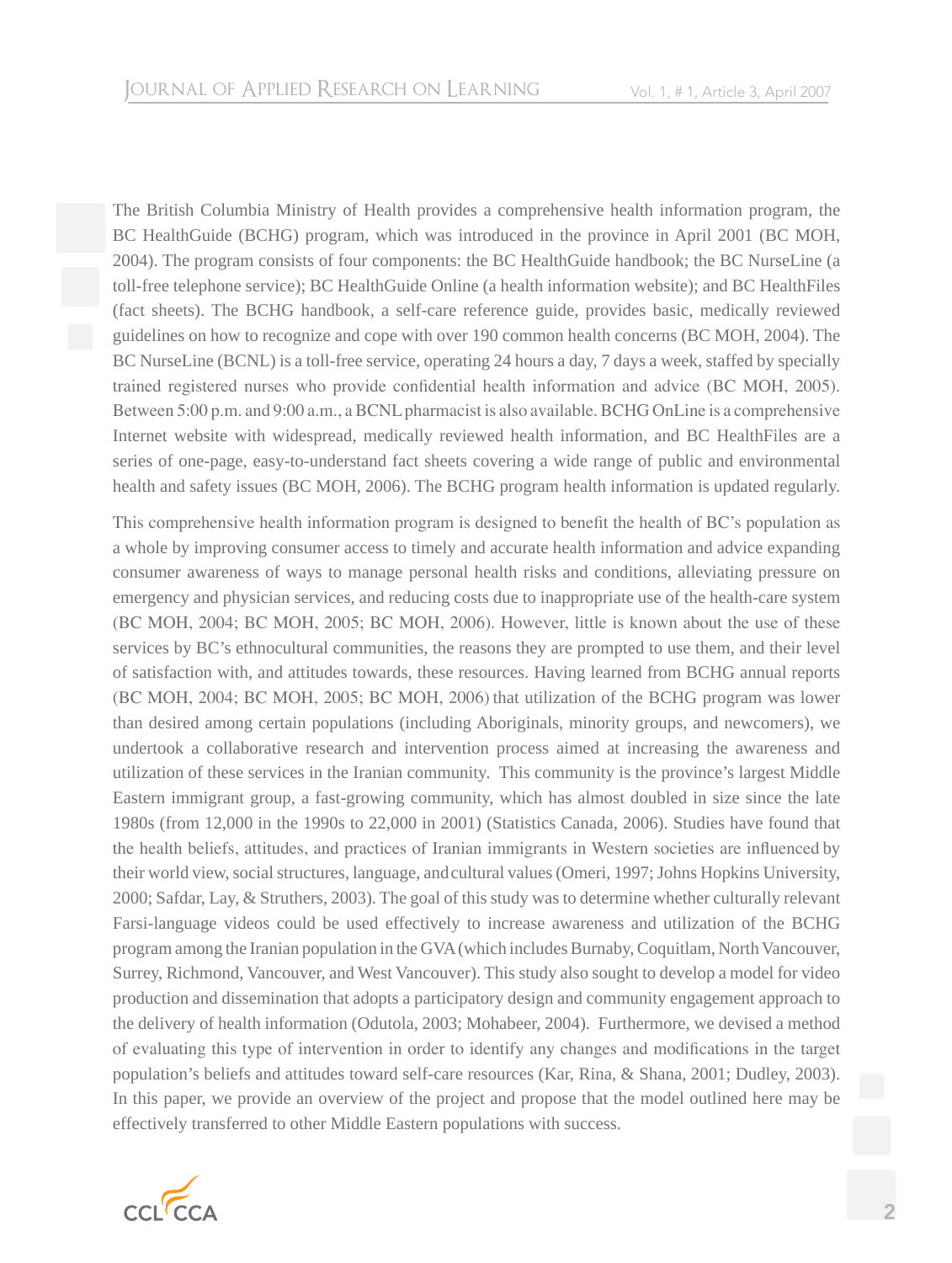The British Columbia Ministry of Health provides a comprehensive health information program, the BC HealthGuide (BCHG) program, which was introduced in the province in April 2001 (BC MOH, 2004). The program consists of four components: the BC HealthGuide handbook; the BC NurseLine (a toll-free telephone service); BC HealthGuide Online (a health information website); and BC HealthFiles (fact sheets). The BCHG handbook, a self-care reference guide, provides basic, medically reviewed guidelines on how to recognize and cope with over 190 common health concerns (BC MOH, 2004). The BC NurseLine (BCNL) is a toll-free service, operating 24 hours a day, 7 days a week, staffed by specially trained registered nurses who provide confidential health information and advice (BC MOH, 2005). Between 5:00 p.m. and 9:00 a.m., a BCNL pharmacist is also available. BCHG OnLine is a comprehensive Internet website with widespread, medically reviewed health information, and BC HealthFiles are a series of one-page, easy-to-understand fact sheets covering a wide range of public and environmental health and safety issues (BC MOH, 2006). The BCHG program health information is updated regularly.

This comprehensive health information program is designed to benefit the health of BC's population as a whole by improving consumer access to timely and accurate health information and advice expanding consumer awareness of ways to manage personal health risks and conditions, alleviating pressure on emergency and physician services, and reducing costs due to inappropriate use of the health-care system (BC MOH, 2004; BC MOH, 2005; BC MOH, 2006). However, little is known about the use of these services by BC's ethnocultural communities, the reasons they are prompted to use them, and their level of satisfaction with, and attitudes towards, these resources. Having learned from BCHG annual reports (BC MOH, 2004; BC MOH, 2005; BC MOH, 2006) that utilization of the BCHG program was lower than desired among certain populations (including Aboriginals, minority groups, and newcomers), we undertook a collaborative research and intervention process aimed at increasing the awareness and utilization of these services in the Iranian community. This community is the province's largest Middle Eastern immigrant group, a fast-growing community, which has almost doubled in size since the late 1980s (from 12,000 in the 1990s to 22,000 in 2001) (Statistics Canada, 2006). Studies have found that the health beliefs, attitudes, and practices of Iranian immigrants in Western societies are influenced by their world view, social structures, language, and cultural values (Omeri, 1997; Johns Hopkins University, 2000; Safdar, Lay, & Struthers, 2003). The goal of this study was to determine whether culturally relevant Farsi-language videos could be used effectively to increase awareness and utilization of the BCHG program among the Iranian population in the GVA (which includes Burnaby, Coquitlam, North Vancouver, Surrey, Richmond, Vancouver, and West Vancouver). This study also sought to develop a model for video production and dissemination that adopts a participatory design and community engagement approach to the delivery of health information (Odutola, 2003; Mohabeer, 2004). Furthermore, we devised a method of evaluating this type of intervention in order to identify any changes and modifications in the target population's beliefs and attitudes toward self-care resources (Kar, Rina, & Shana, 2001; Dudley, 2003). In this paper, we provide an overview of the project and propose that the model outlined here may be effectively transferred to other Middle Eastern populations with success.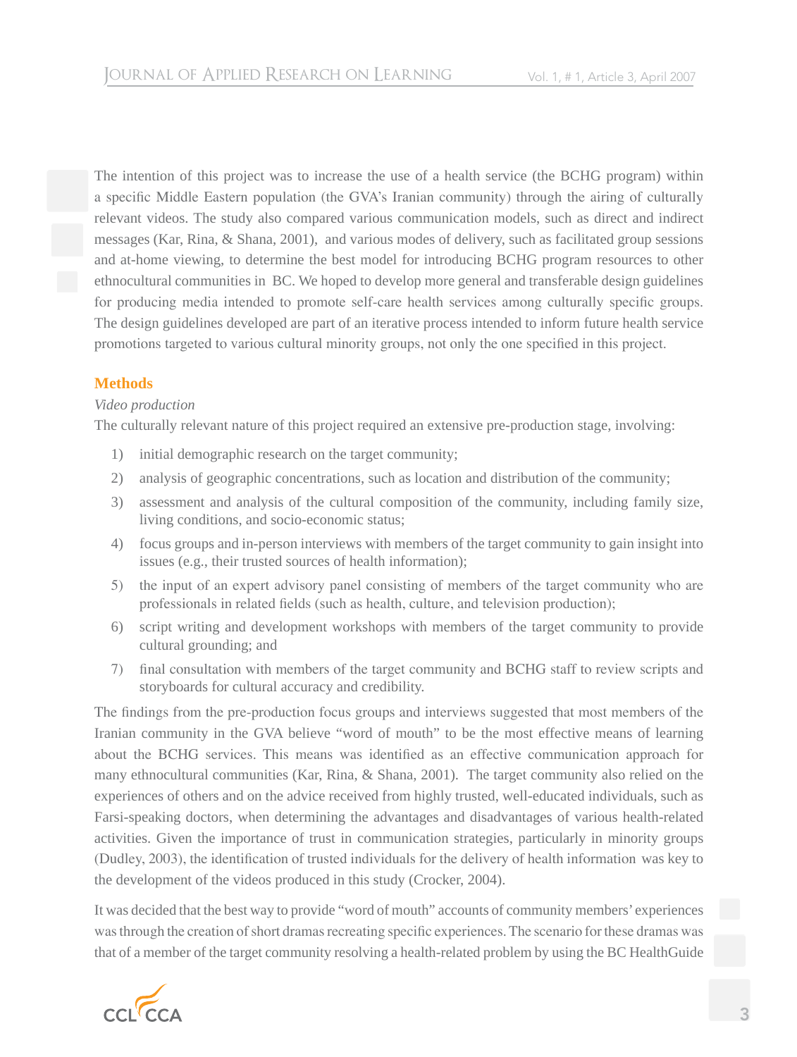The intention of this project was to increase the use of a health service (the BCHG program) within a specific Middle Eastern population (the GVA's Iranian community) through the airing of culturally relevant videos. The study also compared various communication models, such as direct and indirect messages (Kar, Rina, & Shana, 2001), and various modes of delivery, such as facilitated group sessions and at-home viewing, to determine the best model for introducing BCHG program resources to other ethnocultural communities in BC. We hoped to develop more general and transferable design guidelines for producing media intended to promote self-care health services among culturally specific groups. The design guidelines developed are part of an iterative process intended to inform future health service promotions targeted to various cultural minority groups, not only the one specified in this project.

## Methods

*Video production*

The culturally relevant nature of this project required an extensive pre-production stage, involving:

1) initial demographic research on the target community;
2) analysis of geographic concentrations, such as location and distribution of the community;
3) assessment and analysis of the cultural composition of the community, including family size, living conditions, and socio-economic status;
4) focus groups and in-person interviews with members of the target community to gain insight into issues (e.g., their trusted sources of health information);
5) the input of an expert advisory panel consisting of members of the target community who are professionals in related fields (such as health, culture, and television production);
6) script writing and development workshops with members of the target community to provide cultural grounding; and
7) final consultation with members of the target community and BCHG staff to review scripts and storyboards for cultural accuracy and credibility.

The findings from the pre-production focus groups and interviews suggested that most members of the Iranian community in the GVA believe "word of mouth" to be the most effective means of learning about the BCHG services. This means was identified as an effective communication approach for many ethnocultural communities (Kar, Rina, & Shana, 2001). The target community also relied on the experiences of others and on the advice received from highly trusted, well-educated individuals, such as Farsi-speaking doctors, when determining the advantages and disadvantages of various health-related activities. Given the importance of trust in communication strategies, particularly in minority groups (Dudley, 2003), the identification of trusted individuals for the delivery of health information was key to the development of the videos produced in this study (Crocker, 2004).

It was decided that the best way to provide "word of mouth" accounts of community members' experiences was through the creation of short dramas recreating specific experiences. The scenario for these dramas was that of a member of the target community resolving a health-related problem by using the BC HealthGuide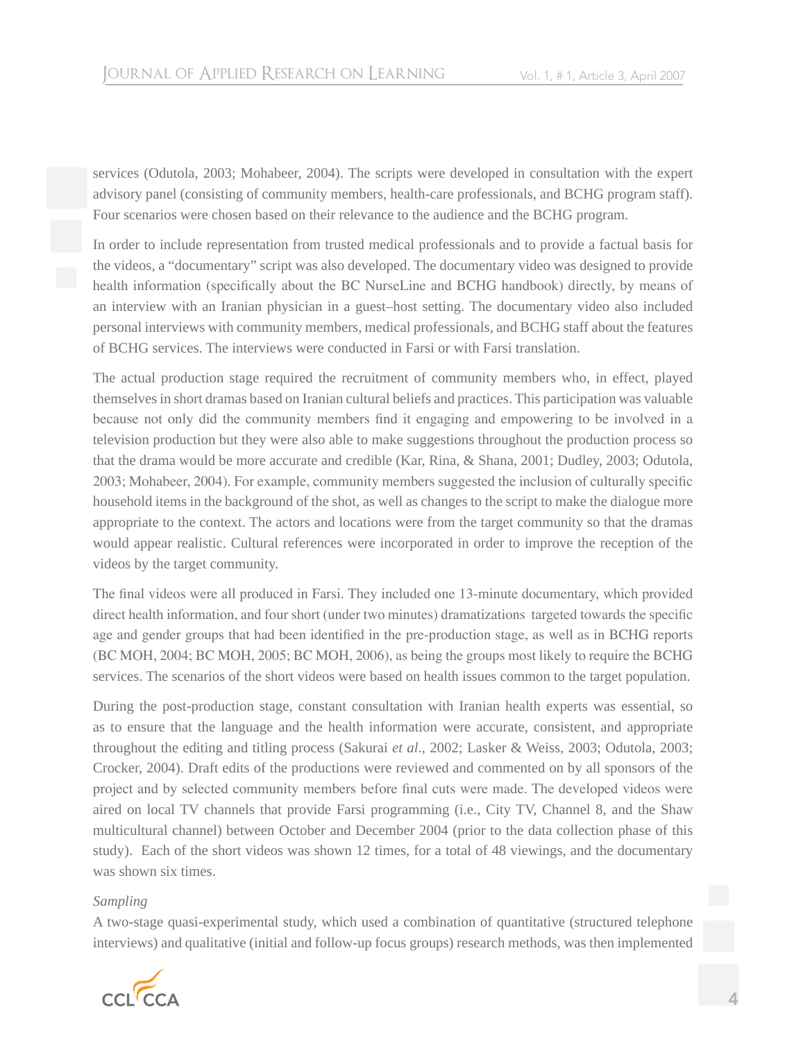services (Odutola, 2003; Mohabeer, 2004). The scripts were developed in consultation with the expert advisory panel (consisting of community members, health-care professionals, and BCHG program staff). Four scenarios were chosen based on their relevance to the audience and the BCHG program.

In order to include representation from trusted medical professionals and to provide a factual basis for the videos, a "documentary" script was also developed. The documentary video was designed to provide health information (specifically about the BC NurseLine and BCHG handbook) directly, by means of an interview with an Iranian physician in a guest–host setting. The documentary video also included personal interviews with community members, medical professionals, and BCHG staff about the features of BCHG services. The interviews were conducted in Farsi or with Farsi translation.

The actual production stage required the recruitment of community members who, in effect, played themselves in short dramas based on Iranian cultural beliefs and practices. This participation was valuable because not only did the community members find it engaging and empowering to be involved in a television production but they were also able to make suggestions throughout the production process so that the drama would be more accurate and credible (Kar, Rina, & Shana, 2001; Dudley, 2003; Odutola, 2003; Mohabeer, 2004). For example, community members suggested the inclusion of culturally specific household items in the background of the shot, as well as changes to the script to make the dialogue more appropriate to the context. The actors and locations were from the target community so that the dramas would appear realistic. Cultural references were incorporated in order to improve the reception of the videos by the target community.

The final videos were all produced in Farsi. They included one 13-minute documentary, which provided direct health information, and four short (under two minutes) dramatizations targeted towards the specific age and gender groups that had been identified in the pre-production stage, as well as in BCHG reports (BC MOH, 2004; BC MOH, 2005; BC MOH, 2006), as being the groups most likely to require the BCHG services. The scenarios of the short videos were based on health issues common to the target population.

During the post-production stage, constant consultation with Iranian health experts was essential, so as to ensure that the language and the health information were accurate, consistent, and appropriate throughout the editing and titling process (Sakurai *et al*., 2002; Lasker & Weiss, 2003; Odutola, 2003; Crocker, 2004). Draft edits of the productions were reviewed and commented on by all sponsors of the project and by selected community members before final cuts were made. The developed videos were aired on local TV channels that provide Farsi programming (i.e., City TV, Channel 8, and the Shaw multicultural channel) between October and December 2004 (prior to the data collection phase of this study). Each of the short videos was shown 12 times, for a total of 48 viewings, and the documentary was shown six times.

*Sampling*

A two-stage quasi-experimental study, which used a combination of quantitative (structured telephone interviews) and qualitative (initial and follow-up focus groups) research methods, was then implemented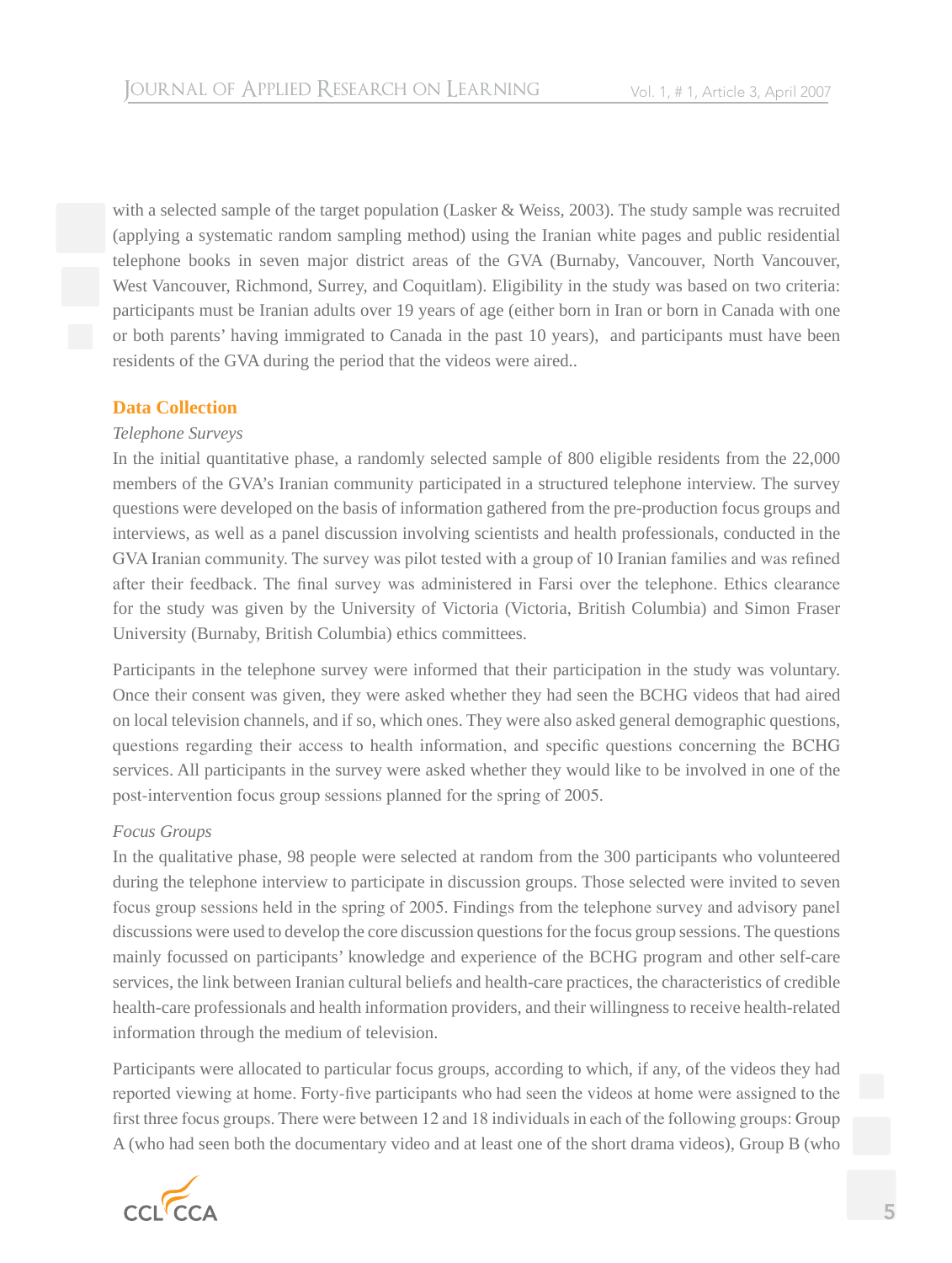with a selected sample of the target population (Lasker & Weiss, 2003). The study sample was recruited (applying a systematic random sampling method) using the Iranian white pages and public residential telephone books in seven major district areas of the GVA (Burnaby, Vancouver, North Vancouver, West Vancouver, Richmond, Surrey, and Coquitlam). Eligibility in the study was based on two criteria: participants must be Iranian adults over 19 years of age (either born in Iran or born in Canada with one or both parents' having immigrated to Canada in the past 10 years), and participants must have been residents of the GVA during the period that the videos were aired..

## Data Collection

*Telephone Surveys*

In the initial quantitative phase, a randomly selected sample of 800 eligible residents from the 22,000 members of the GVA's Iranian community participated in a structured telephone interview. The survey questions were developed on the basis of information gathered from the pre-production focus groups and interviews, as well as a panel discussion involving scientists and health professionals, conducted in the GVA Iranian community. The survey was pilot tested with a group of 10 Iranian families and was refined after their feedback. The final survey was administered in Farsi over the telephone. Ethics clearance for the study was given by the University of Victoria (Victoria, British Columbia) and Simon Fraser University (Burnaby, British Columbia) ethics committees.

Participants in the telephone survey were informed that their participation in the study was voluntary. Once their consent was given, they were asked whether they had seen the BCHG videos that had aired on local television channels, and if so, which ones. They were also asked general demographic questions, questions regarding their access to health information, and specific questions concerning the BCHG services. All participants in the survey were asked whether they would like to be involved in one of the post-intervention focus group sessions planned for the spring of 2005.

*Focus Groups*

In the qualitative phase, 98 people were selected at random from the 300 participants who volunteered during the telephone interview to participate in discussion groups. Those selected were invited to seven focus group sessions held in the spring of 2005. Findings from the telephone survey and advisory panel discussions were used to develop the core discussion questions for the focus group sessions. The questions mainly focussed on participants' knowledge and experience of the BCHG program and other self-care services, the link between Iranian cultural beliefs and health-care practices, the characteristics of credible health-care professionals and health information providers, and their willingness to receive health-related information through the medium of television.

Participants were allocated to particular focus groups, according to which, if any, of the videos they had reported viewing at home. Forty-five participants who had seen the videos at home were assigned to the first three focus groups. There were between 12 and 18 individuals in each of the following groups: Group A (who had seen both the documentary video and at least one of the short drama videos), Group B (who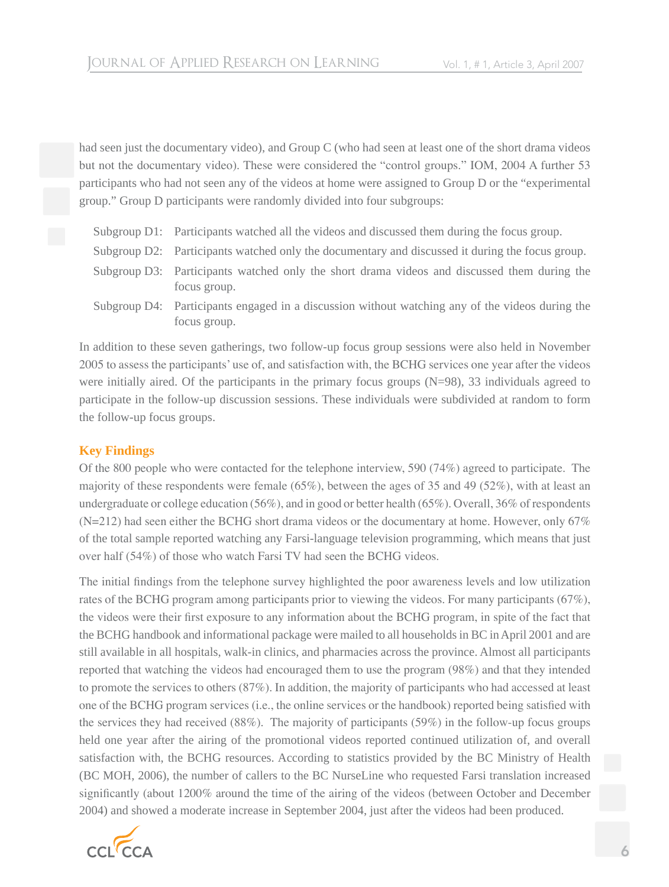had seen just the documentary video), and Group C (who had seen at least one of the short drama videos but not the documentary video). These were considered the "control groups." IOM, 2004 A further 53 participants who had not seen any of the videos at home were assigned to Group D or the "experimental group." Group D participants were randomly divided into four subgroups:

- Subgroup D1: Participants watched all the videos and discussed them during the focus group.
- Subgroup D2: Participants watched only the documentary and discussed it during the focus group.
- Subgroup D3: Participants watched only the short drama videos and discussed them during the focus group.
- Subgroup D4: Participants engaged in a discussion without watching any of the videos during the focus group.

In addition to these seven gatherings, two follow-up focus group sessions were also held in November 2005 to assess the participants' use of, and satisfaction with, the BCHG services one year after the videos were initially aired. Of the participants in the primary focus groups (N=98), 33 individuals agreed to participate in the follow-up discussion sessions. These individuals were subdivided at random to form the follow-up focus groups.

## Key Findings

Of the 800 people who were contacted for the telephone interview, 590 (74%) agreed to participate. The majority of these respondents were female (65%), between the ages of 35 and 49 (52%), with at least an undergraduate or college education (56%), and in good or better health (65%). Overall, 36% of respondents (N=212) had seen either the BCHG short drama videos or the documentary at home. However, only 67% of the total sample reported watching any Farsi-language television programming, which means that just over half (54%) of those who watch Farsi TV had seen the BCHG videos.

The initial findings from the telephone survey highlighted the poor awareness levels and low utilization rates of the BCHG program among participants prior to viewing the videos. For many participants (67%), the videos were their first exposure to any information about the BCHG program, in spite of the fact that the BCHG handbook and informational package were mailed to all households in BC in April 2001 and are still available in all hospitals, walk-in clinics, and pharmacies across the province. Almost all participants reported that watching the videos had encouraged them to use the program (98%) and that they intended to promote the services to others (87%). In addition, the majority of participants who had accessed at least one of the BCHG program services (i.e., the online services or the handbook) reported being satisfied with the services they had received (88%). The majority of participants (59%) in the follow-up focus groups held one year after the airing of the promotional videos reported continued utilization of, and overall satisfaction with, the BCHG resources. According to statistics provided by the BC Ministry of Health (BC MOH, 2006), the number of callers to the BC NurseLine who requested Farsi translation increased significantly (about 1200% around the time of the airing of the videos (between October and December 2004) and showed a moderate increase in September 2004, just after the videos had been produced.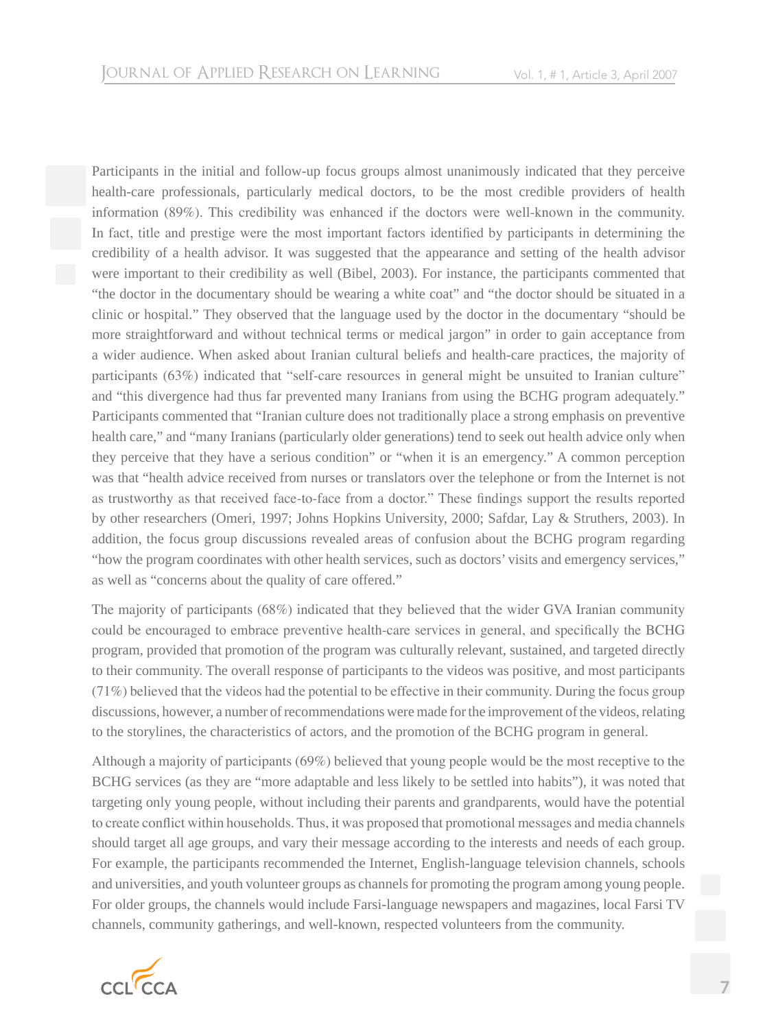Participants in the initial and follow-up focus groups almost unanimously indicated that they perceive health-care professionals, particularly medical doctors, to be the most credible providers of health information (89%). This credibility was enhanced if the doctors were well-known in the community. In fact, title and prestige were the most important factors identified by participants in determining the credibility of a health advisor. It was suggested that the appearance and setting of the health advisor were important to their credibility as well (Bibel, 2003). For instance, the participants commented that "the doctor in the documentary should be wearing a white coat" and "the doctor should be situated in a clinic or hospital." They observed that the language used by the doctor in the documentary "should be more straightforward and without technical terms or medical jargon" in order to gain acceptance from a wider audience. When asked about Iranian cultural beliefs and health-care practices, the majority of participants (63%) indicated that "self-care resources in general might be unsuited to Iranian culture" and "this divergence had thus far prevented many Iranians from using the BCHG program adequately." Participants commented that "Iranian culture does not traditionally place a strong emphasis on preventive health care," and "many Iranians (particularly older generations) tend to seek out health advice only when they perceive that they have a serious condition" or "when it is an emergency." A common perception was that "health advice received from nurses or translators over the telephone or from the Internet is not as trustworthy as that received face-to-face from a doctor." These findings support the results reported by other researchers (Omeri, 1997; Johns Hopkins University, 2000; Safdar, Lay & Struthers, 2003). In addition, the focus group discussions revealed areas of confusion about the BCHG program regarding "how the program coordinates with other health services, such as doctors' visits and emergency services," as well as "concerns about the quality of care offered."

The majority of participants (68%) indicated that they believed that the wider GVA Iranian community could be encouraged to embrace preventive health-care services in general, and specifically the BCHG program, provided that promotion of the program was culturally relevant, sustained, and targeted directly to their community. The overall response of participants to the videos was positive, and most participants (71%) believed that the videos had the potential to be effective in their community. During the focus group discussions, however, a number of recommendations were made for the improvement of the videos, relating to the storylines, the characteristics of actors, and the promotion of the BCHG program in general.

Although a majority of participants (69%) believed that young people would be the most receptive to the BCHG services (as they are "more adaptable and less likely to be settled into habits"), it was noted that targeting only young people, without including their parents and grandparents, would have the potential to create conflict within households. Thus, it was proposed that promotional messages and media channels should target all age groups, and vary their message according to the interests and needs of each group. For example, the participants recommended the Internet, English-language television channels, schools and universities, and youth volunteer groups as channels for promoting the program among young people. For older groups, the channels would include Farsi-language newspapers and magazines, local Farsi TV channels, community gatherings, and well-known, respected volunteers from the community.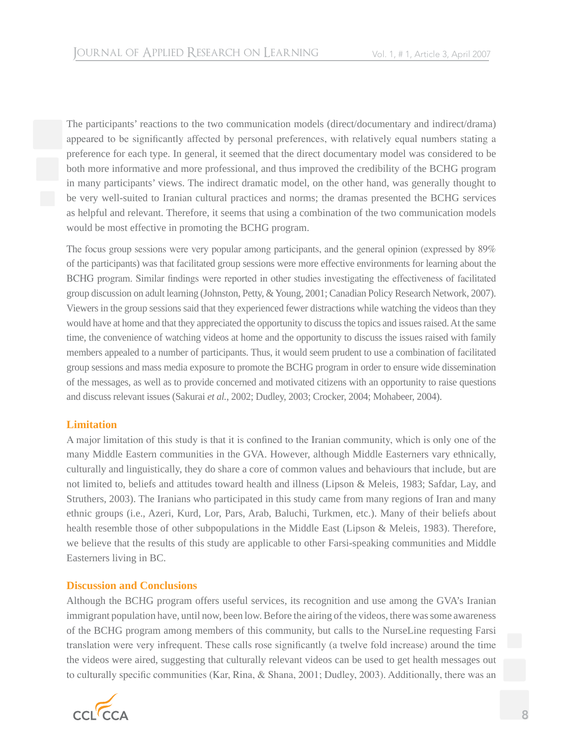The participants' reactions to the two communication models (direct/documentary and indirect/drama) appeared to be significantly affected by personal preferences, with relatively equal numbers stating a preference for each type. In general, it seemed that the direct documentary model was considered to be both more informative and more professional, and thus improved the credibility of the BCHG program in many participants' views. The indirect dramatic model, on the other hand, was generally thought to be very well-suited to Iranian cultural practices and norms; the dramas presented the BCHG services as helpful and relevant. Therefore, it seems that using a combination of the two communication models would be most effective in promoting the BCHG program.

The focus group sessions were very popular among participants, and the general opinion (expressed by 89% of the participants) was that facilitated group sessions were more effective environments for learning about the BCHG program. Similar findings were reported in other studies investigating the effectiveness of facilitated group discussion on adult learning (Johnston, Petty, & Young, 2001; Canadian Policy Research Network, 2007). Viewers in the group sessions said that they experienced fewer distractions while watching the videos than they would have at home and that they appreciated the opportunity to discuss the topics and issues raised. At the same time, the convenience of watching videos at home and the opportunity to discuss the issues raised with family members appealed to a number of participants. Thus, it would seem prudent to use a combination of facilitated group sessions and mass media exposure to promote the BCHG program in order to ensure wide dissemination of the messages, as well as to provide concerned and motivated citizens with an opportunity to raise questions and discuss relevant issues (Sakurai *et al.*, 2002; Dudley, 2003; Crocker, 2004; Mohabeer, 2004).

## Limitation

A major limitation of this study is that it is confined to the Iranian community, which is only one of the many Middle Eastern communities in the GVA. However, although Middle Easterners vary ethnically, culturally and linguistically, they do share a core of common values and behaviours that include, but are not limited to, beliefs and attitudes toward health and illness (Lipson & Meleis, 1983; Safdar, Lay, and Struthers, 2003). The Iranians who participated in this study came from many regions of Iran and many ethnic groups (i.e., Azeri, Kurd, Lor, Pars, Arab, Baluchi, Turkmen, etc.). Many of their beliefs about health resemble those of other subpopulations in the Middle East (Lipson & Meleis, 1983). Therefore, we believe that the results of this study are applicable to other Farsi-speaking communities and Middle Easterners living in BC.

## Discussion and Conclusions

Although the BCHG program offers useful services, its recognition and use among the GVA's Iranian immigrant population have, until now, been low. Before the airing of the videos, there was some awareness of the BCHG program among members of this community, but calls to the NurseLine requesting Farsi translation were very infrequent. These calls rose significantly (a twelve fold increase) around the time the videos were aired, suggesting that culturally relevant videos can be used to get health messages out to culturally specific communities (Kar, Rina, & Shana, 2001; Dudley, 2003). Additionally, there was an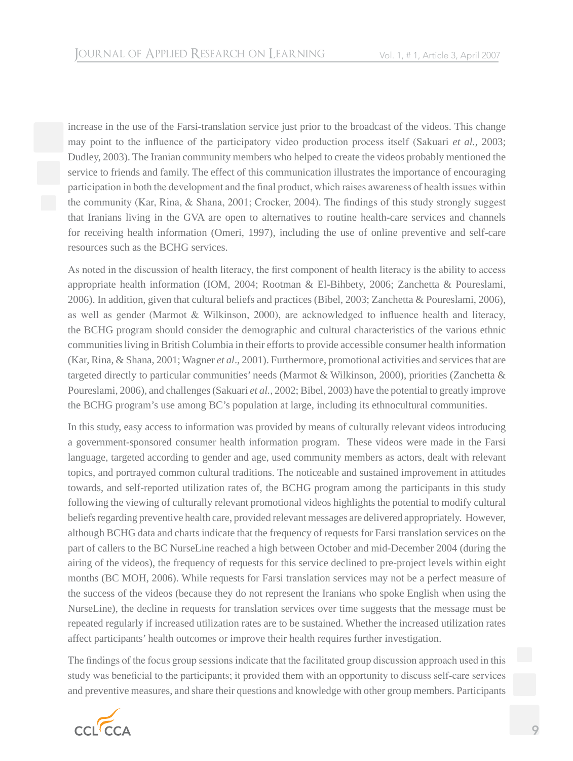increase in the use of the Farsi-translation service just prior to the broadcast of the videos. This change may point to the influence of the participatory video production process itself (Sakuari *et al.*, 2003; Dudley, 2003). The Iranian community members who helped to create the videos probably mentioned the service to friends and family. The effect of this communication illustrates the importance of encouraging participation in both the development and the final product, which raises awareness of health issues within the community (Kar, Rina, & Shana, 2001; Crocker, 2004). The findings of this study strongly suggest that Iranians living in the GVA are open to alternatives to routine health-care services and channels for receiving health information (Omeri, 1997), including the use of online preventive and self-care resources such as the BCHG services.

As noted in the discussion of health literacy, the first component of health literacy is the ability to access appropriate health information (IOM, 2004; Rootman & El-Bihbety, 2006; Zanchetta & Poureslami, 2006). In addition, given that cultural beliefs and practices (Bibel, 2003; Zanchetta & Poureslami, 2006), as well as gender (Marmot & Wilkinson, 2000), are acknowledged to influence health and literacy, the BCHG program should consider the demographic and cultural characteristics of the various ethnic communities living in British Columbia in their efforts to provide accessible consumer health information (Kar, Rina, & Shana, 2001; Wagner *et al*., 2001). Furthermore, promotional activities and services that are targeted directly to particular communities' needs (Marmot & Wilkinson, 2000), priorities (Zanchetta & Poureslami, 2006), and challenges (Sakuari *et al.*, 2002; Bibel, 2003) have the potential to greatly improve the BCHG program's use among BC's population at large, including its ethnocultural communities.

In this study, easy access to information was provided by means of culturally relevant videos introducing a government-sponsored consumer health information program. These videos were made in the Farsi language, targeted according to gender and age, used community members as actors, dealt with relevant topics, and portrayed common cultural traditions. The noticeable and sustained improvement in attitudes towards, and self-reported utilization rates of, the BCHG program among the participants in this study following the viewing of culturally relevant promotional videos highlights the potential to modify cultural beliefs regarding preventive health care, provided relevant messages are delivered appropriately. However, although BCHG data and charts indicate that the frequency of requests for Farsi translation services on the part of callers to the BC NurseLine reached a high between October and mid-December 2004 (during the airing of the videos), the frequency of requests for this service declined to pre-project levels within eight months (BC MOH, 2006). While requests for Farsi translation services may not be a perfect measure of the success of the videos (because they do not represent the Iranians who spoke English when using the NurseLine), the decline in requests for translation services over time suggests that the message must be repeated regularly if increased utilization rates are to be sustained. Whether the increased utilization rates affect participants' health outcomes or improve their health requires further investigation.

The findings of the focus group sessions indicate that the facilitated group discussion approach used in this study was beneficial to the participants; it provided them with an opportunity to discuss self-care services and preventive measures, and share their questions and knowledge with other group members. Participants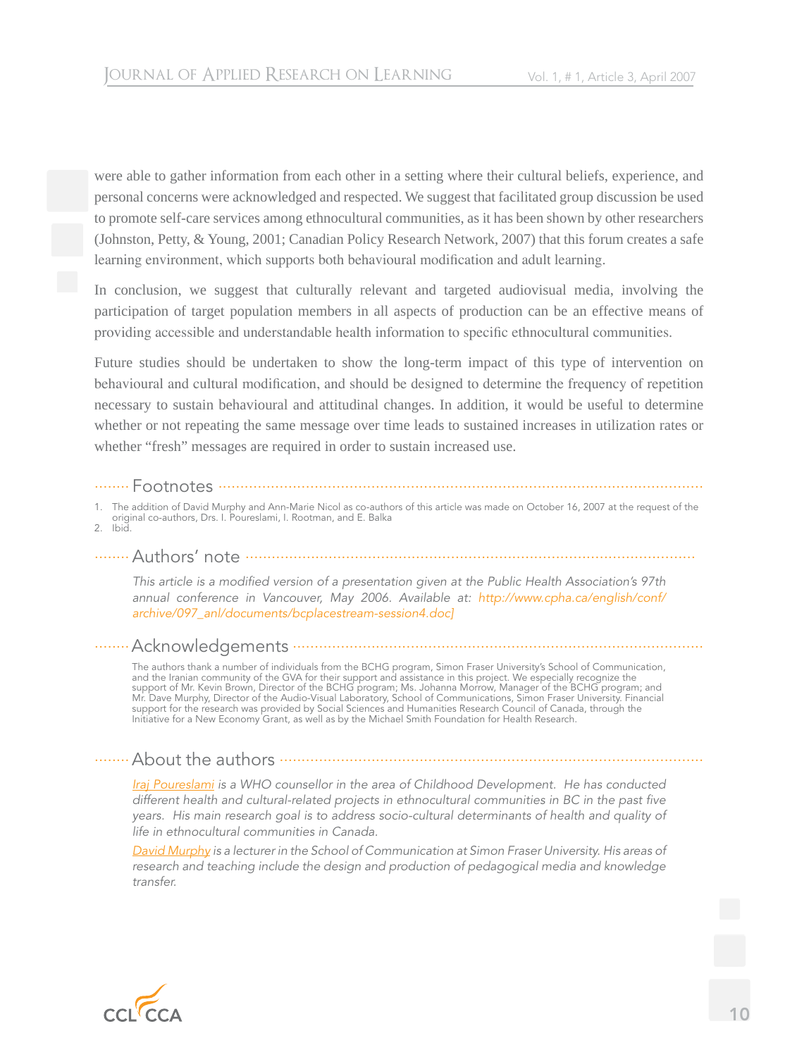were able to gather information from each other in a setting where their cultural beliefs, experience, and personal concerns were acknowledged and respected. We suggest that facilitated group discussion be used to promote self-care services among ethnocultural communities, as it has been shown by other researchers (Johnston, Petty, & Young, 2001; Canadian Policy Research Network, 2007) that this forum creates a safe learning environment, which supports both behavioural modification and adult learning.

In conclusion, we suggest that culturally relevant and targeted audiovisual media, involving the participation of target population members in all aspects of production can be an effective means of providing accessible and understandable health information to specific ethnocultural communities.

Future studies should be undertaken to show the long-term impact of this type of intervention on behavioural and cultural modification, and should be designed to determine the frequency of repetition necessary to sustain behavioural and attitudinal changes. In addition, it would be useful to determine whether or not repeating the same message over time leads to sustained increases in utilization rates or whether "fresh" messages are required in order to sustain increased use.

## Footnotes

1. The addition of David Murphy and Ann-Marie Nicol as co-authors of this article was made on October 16, 2007 at the request of the original co-authors, Drs. I. Poureslami, I. Rootman, and E. Balka
2. Ibid.

## Authors' note

*This article is a modified version of a presentation given at the Public Health Association's 97th annual conference in Vancouver, May 2006. Available at: http://www.cpha.ca/english/conf/archive/097_anl/documents/bcplacestream-session4.doc]*

## Acknowledgements

The authors thank a number of individuals from the BCHG program, Simon Fraser University's School of Communication, and the Iranian community of the GVA for their support and assistance in this project. We especially recognize the support of Mr. Kevin Brown, Director of the BCHG program; Ms. Johanna Morrow, Manager of the BCHG program; and Mr. Dave Murphy, Director of the Audio-Visual Laboratory, School of Communications, Simon Fraser University. Financial support for the research was provided by Social Sciences and Humanities Research Council of Canada, through the Initiative for a New Economy Grant, as well as by the Michael Smith Foundation for Health Research.

## About the authors

*Iraj Poureslami is a WHO counsellor in the area of Childhood Development. He has conducted different health and cultural-related projects in ethnocultural communities in BC in the past five years. His main research goal is to address socio-cultural determinants of health and quality of life in ethnocultural communities in Canada.*

*David Murphy is a lecturer in the School of Communication at Simon Fraser University. His areas of research and teaching include the design and production of pedagogical media and knowledge transfer.*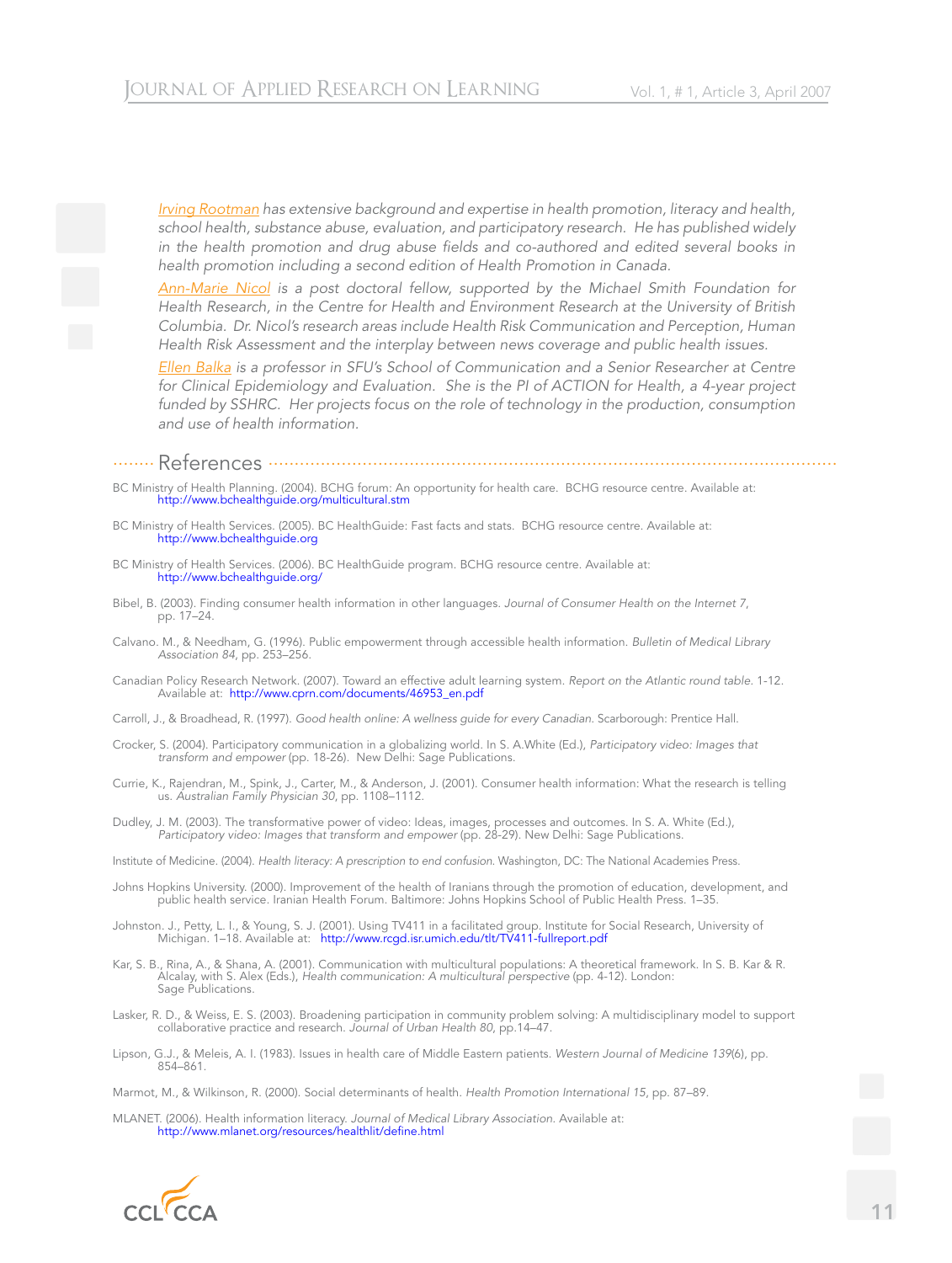*Irving Rootman has extensive background and expertise in health promotion, literacy and health, school health, substance abuse, evaluation, and participatory research. He has published widely in the health promotion and drug abuse fields and co-authored and edited several books in health promotion including a second edition of Health Promotion in Canada.*

*Ann-Marie Nicol is a post doctoral fellow, supported by the Michael Smith Foundation for Health Research, in the Centre for Health and Environment Research at the University of British Columbia. Dr. Nicol's research areas include Health Risk Communication and Perception, Human Health Risk Assessment and the interplay between news coverage and public health issues.*

*Ellen Balka is a professor in SFU's School of Communication and a Senior Researcher at Centre for Clinical Epidemiology and Evaluation. She is the PI of ACTION for Health, a 4-year project funded by SSHRC. Her projects focus on the role of technology in the production, consumption and use of health information.*

## References

BC Ministry of Health Planning. (2004). BCHG forum: An opportunity for health care. BCHG resource centre. Available at: http://www.bchealthguide.org/multicultural.stm

BC Ministry of Health Services. (2005). BC HealthGuide: Fast facts and stats. BCHG resource centre. Available at: http://www.bchealthguide.org

BC Ministry of Health Services. (2006). BC HealthGuide program. BCHG resource centre. Available at: http://www.bchealthguide.org/

Bibel, B. (2003). Finding consumer health information in other languages. *Journal of Consumer Health on the Internet 7*, pp. 17–24.

Calvano. M., & Needham, G. (1996). Public empowerment through accessible health information. *Bulletin of Medical Library Association 84*, pp. 253–256.

Canadian Policy Research Network. (2007). Toward an effective adult learning system. *Report on the Atlantic round table*. 1-12. Available at: http://www.cprn.com/documents/46953_en.pdf

Carroll, J., & Broadhead, R. (1997). *Good health online: A wellness guide for every Canadian*. Scarborough: Prentice Hall.

Crocker, S. (2004). Participatory communication in a globalizing world. In S. A.White (Ed.), *Participatory video: Images that transform and empower* (pp. 18-26). New Delhi: Sage Publications.

Currie, K., Rajendran, M., Spink, J., Carter, M., & Anderson, J. (2001). Consumer health information: What the research is telling us. *Australian Family Physician 30*, pp. 1108–1112.

Dudley, J. M. (2003). The transformative power of video: Ideas, images, processes and outcomes. In S. A. White (Ed.), *Participatory video: Images that transform and empower* (pp. 28-29). New Delhi: Sage Publications.

Institute of Medicine. (2004). *Health literacy: A prescription to end confusion*. Washington, DC: The National Academies Press.

Johns Hopkins University. (2000). Improvement of the health of Iranians through the promotion of education, development, and public health service. Iranian Health Forum. Baltimore: Johns Hopkins School of Public Health Press. 1–35.

Johnston. J., Petty, L. I., & Young, S. J. (2001). Using TV411 in a facilitated group. Institute for Social Research, University of Michigan. 1–18. Available at: http://www.rcgd.isr.umich.edu/tlt/TV411-fullreport.pdf

Kar, S. B., Rina, A., & Shana, A. (2001). Communication with multicultural populations: A theoretical framework. In S. B. Kar & R. Alcalay, with S. Alex (Eds.), *Health communication: A multicultural perspective* (pp. 4-12). London: Sage Publications.

Lasker, R. D., & Weiss, E. S. (2003). Broadening participation in community problem solving: A multidisciplinary model to support collaborative practice and research. *Journal of Urban Health 80*, pp.14–47.

Lipson, G.J., & Meleis, A. I. (1983). Issues in health care of Middle Eastern patients. *Western Journal of Medicine 139*(6), pp. 854–861.

Marmot, M., & Wilkinson, R. (2000). Social determinants of health. *Health Promotion International 15*, pp. 87–89.

MLANET. (2006). Health information literacy. *Journal of Medical Library Association*. Available at: http://www.mlanet.org/resources/healthlit/define.html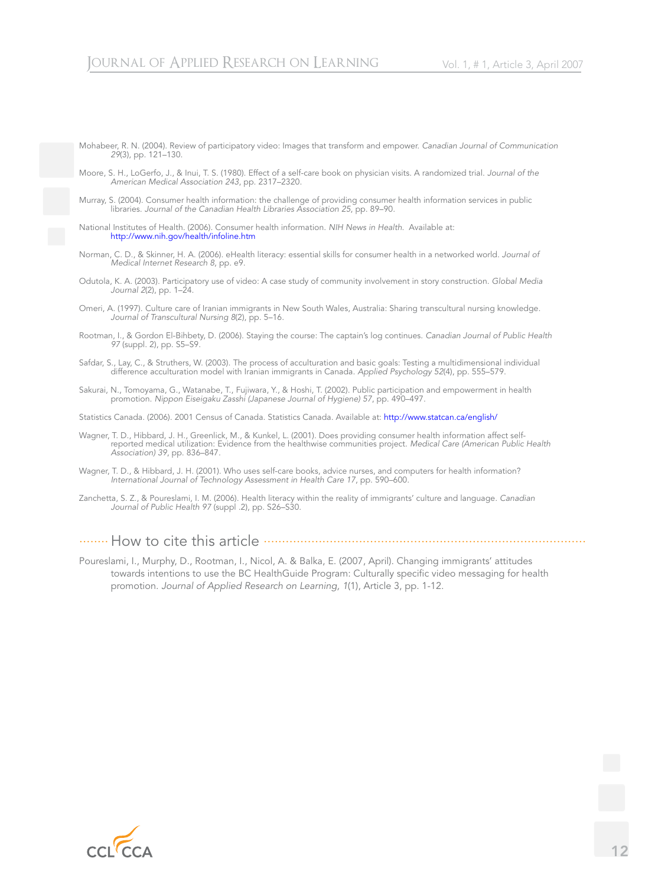Mohabeer, R. N. (2004). Review of participatory video: Images that transform and empower. *Canadian Journal of Communication 29*(3), pp. 121–130.

Moore, S. H., LoGerfo, J., & Inui, T. S. (1980). Effect of a self-care book on physician visits. A randomized trial. *Journal of the American Medical Association 243*, pp. 2317–2320.

Murray, S. (2004). Consumer health information: the challenge of providing consumer health information services in public libraries. *Journal of the Canadian Health Libraries Association 25*, pp. 89–90.

National Institutes of Health. (2006). Consumer health information. *NIH News in Health.* Available at: http://www.nih.gov/health/infoline.htm

Norman, C. D., & Skinner, H. A. (2006). eHealth literacy: essential skills for consumer health in a networked world. *Journal of Medical Internet Research 8*, pp. e9.

Odutola, K. A. (2003). Participatory use of video: A case study of community involvement in story construction. *Global Media Journal 2*(2), pp. 1–24.

Omeri, A. (1997). Culture care of Iranian immigrants in New South Wales, Australia: Sharing transcultural nursing knowledge. *Journal of Transcultural Nursing 8*(2), pp. 5–16.

Rootman, I., & Gordon El-Bihbety, D. (2006). Staying the course: The captain's log continues. *Canadian Journal of Public Health 97* (suppl. 2), pp. S5–S9.

Safdar, S., Lay, C., & Struthers, W. (2003). The process of acculturation and basic goals: Testing a multidimensional individual difference acculturation model with Iranian immigrants in Canada. *Applied Psychology 52*(4), pp. 555–579.

Sakurai, N., Tomoyama, G., Watanabe, T., Fujiwara, Y., & Hoshi, T. (2002). Public participation and empowerment in health promotion. *Nippon Eiseigaku Zasshi (Japanese Journal of Hygiene) 57*, pp. 490–497.

Statistics Canada. (2006). 2001 Census of Canada. Statistics Canada. Available at: http://www.statcan.ca/english/

Wagner, T. D., Hibbard, J. H., Greenlick, M., & Kunkel, L. (2001). Does providing consumer health information affect self-reported medical utilization: Evidence from the healthwise communities project. *Medical Care (American Public Health Association) 39*, pp. 836–847.

Wagner, T. D., & Hibbard, J. H. (2001). Who uses self-care books, advice nurses, and computers for health information? *International Journal of Technology Assessment in Health Care 17*, pp. 590–600.

Zanchetta, S. Z., & Poureslami, I. M. (2006). Health literacy within the reality of immigrants' culture and language. *Canadian Journal of Public Health 97* (suppl .2), pp. S26–S30.

## How to cite this article

Poureslami, I., Murphy, D., Rootman, I., Nicol, A. & Balka, E. (2007, April). Changing immigrants' attitudes towards intentions to use the BC HealthGuide Program: Culturally specific video messaging for health promotion. *Journal of Applied Research on Learning, 1*(1), Article 3, pp. 1-12.